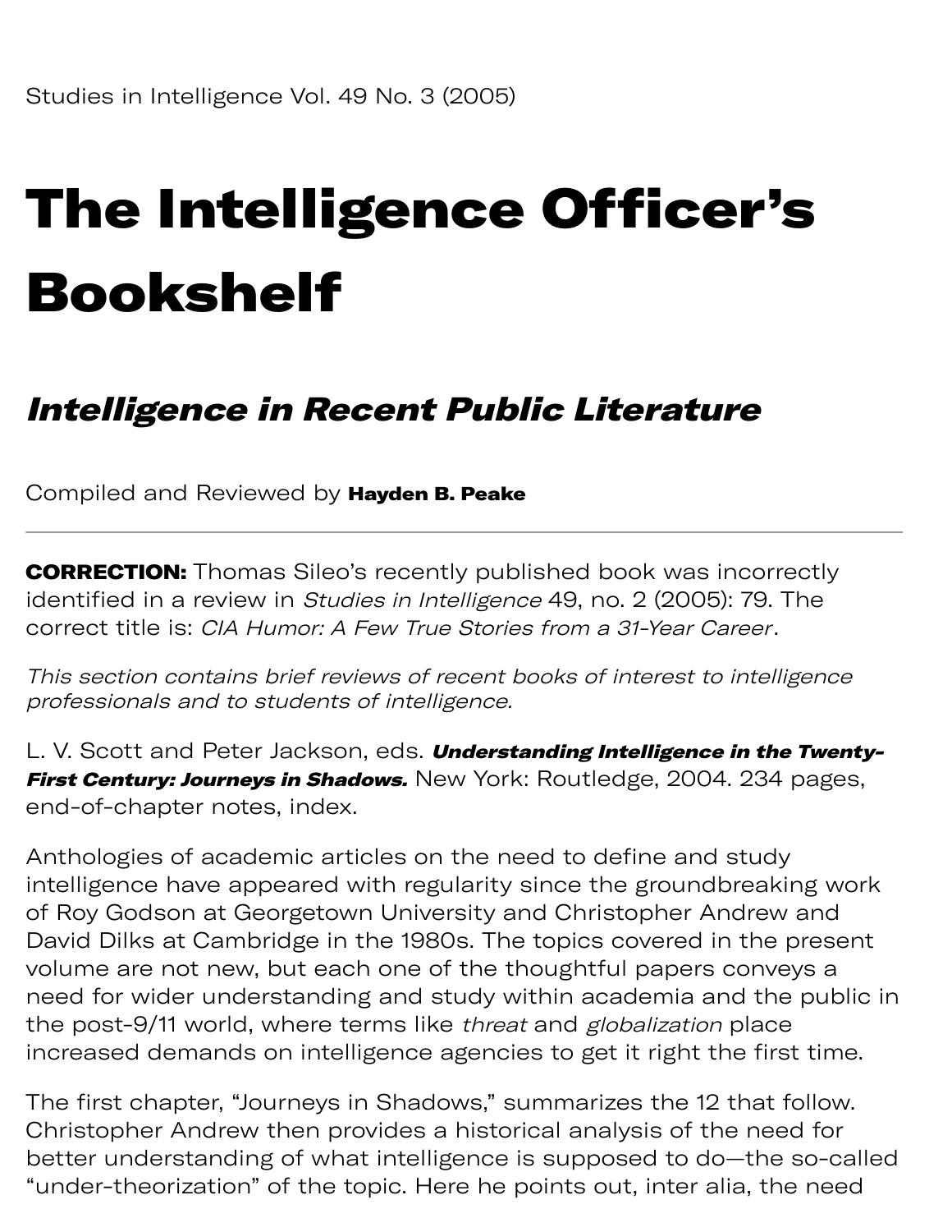Studies in Intelligence Vol. 49 No. 3 (2005)

# The Intelligence Officer's Bookshelf

## *Intelligence in Recent Public Literature*

Compiled and Reviewed by **Hayden B. Peake**

---

**CORRECTION:** Thomas Sileo's recently published book was incorrectly identified in a review in *Studies in Intelligence* 49, no. 2 (2005): 79. The correct title is: *CIA Humor: A Few True Stories from a 31-Year Career*.

*This section contains brief reviews of recent books of interest to intelligence professionals and to students of intelligence.*

L. V. Scott and Peter Jackson, eds. ***Understanding Intelligence in the Twenty-First Century: Journeys in Shadows.*** New York: Routledge, 2004. 234 pages, end-of-chapter notes, index.

Anthologies of academic articles on the need to define and study intelligence have appeared with regularity since the groundbreaking work of Roy Godson at Georgetown University and Christopher Andrew and David Dilks at Cambridge in the 1980s. The topics covered in the present volume are not new, but each one of the thoughtful papers conveys a need for wider understanding and study within academia and the public in the post-9/11 world, where terms like *threat* and *globalization* place increased demands on intelligence agencies to get it right the first time.

The first chapter, "Journeys in Shadows," summarizes the 12 that follow. Christopher Andrew then provides a historical analysis of the need for better understanding of what intelligence is supposed to do—the so-called "under-theorization" of the topic. Here he points out, inter alia, the need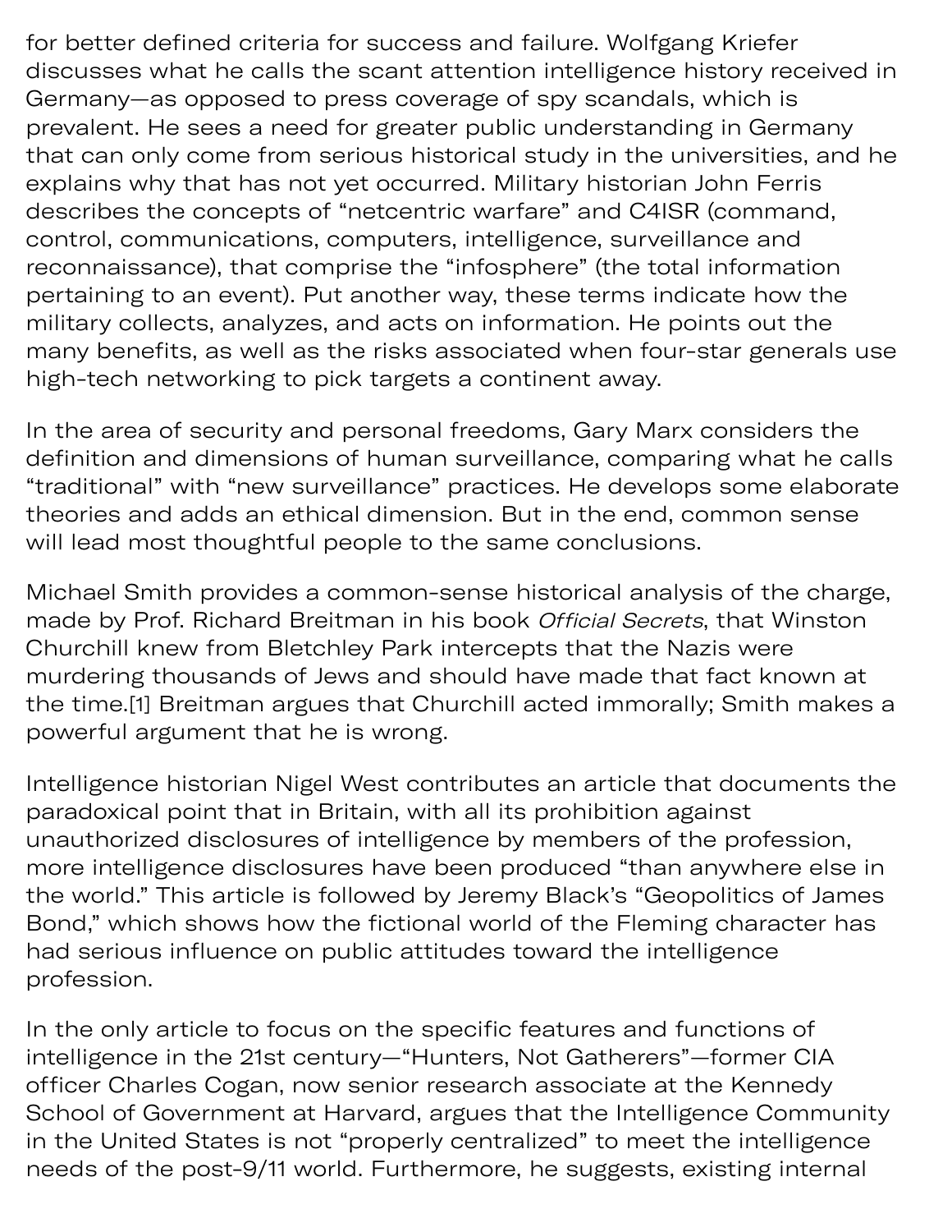for better defined criteria for success and failure. Wolfgang Kriefer discusses what he calls the scant attention intelligence history received in Germany—as opposed to press coverage of spy scandals, which is prevalent. He sees a need for greater public understanding in Germany that can only come from serious historical study in the universities, and he explains why that has not yet occurred. Military historian John Ferris describes the concepts of "netcentric warfare" and C4ISR (command, control, communications, computers, intelligence, surveillance and reconnaissance), that comprise the "infosphere" (the total information pertaining to an event). Put another way, these terms indicate how the military collects, analyzes, and acts on information. He points out the many benefits, as well as the risks associated when four-star generals use high-tech networking to pick targets a continent away.

In the area of security and personal freedoms, Gary Marx considers the definition and dimensions of human surveillance, comparing what he calls "traditional" with "new surveillance" practices. He develops some elaborate theories and adds an ethical dimension. But in the end, common sense will lead most thoughtful people to the same conclusions.

Michael Smith provides a common-sense historical analysis of the charge, made by Prof. Richard Breitman in his book *Official Secrets*, that Winston Churchill knew from Bletchley Park intercepts that the Nazis were murdering thousands of Jews and should have made that fact known at the time.[1] Breitman argues that Churchill acted immorally; Smith makes a powerful argument that he is wrong.

Intelligence historian Nigel West contributes an article that documents the paradoxical point that in Britain, with all its prohibition against unauthorized disclosures of intelligence by members of the profession, more intelligence disclosures have been produced "than anywhere else in the world." This article is followed by Jeremy Black's "Geopolitics of James Bond," which shows how the fictional world of the Fleming character has had serious influence on public attitudes toward the intelligence profession.

In the only article to focus on the specific features and functions of intelligence in the 21st century—"Hunters, Not Gatherers"—former CIA officer Charles Cogan, now senior research associate at the Kennedy School of Government at Harvard, argues that the Intelligence Community in the United States is not "properly centralized" to meet the intelligence needs of the post-9/11 world. Furthermore, he suggests, existing internal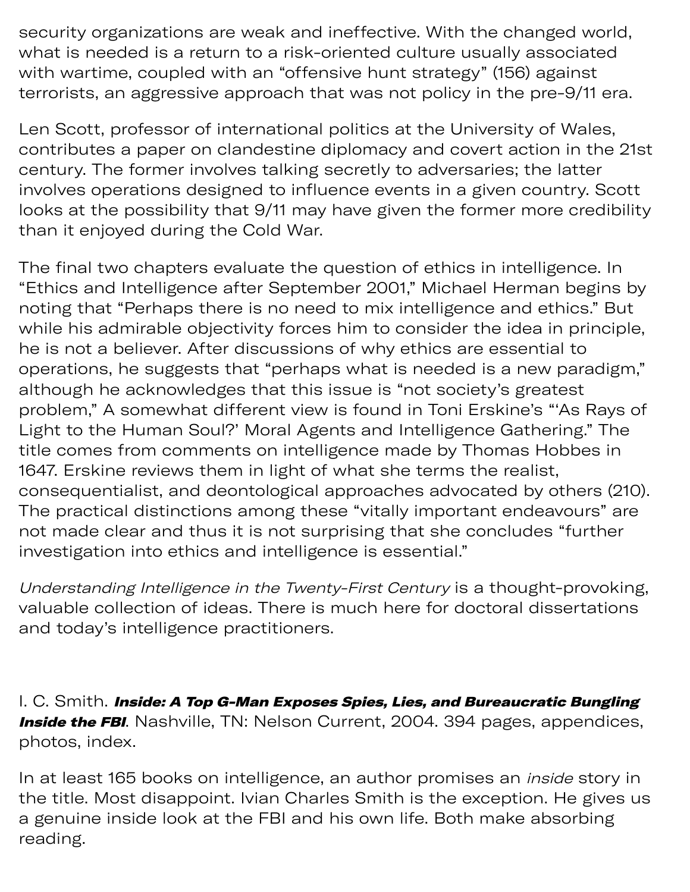security organizations are weak and ineffective. With the changed world, what is needed is a return to a risk-oriented culture usually associated with wartime, coupled with an "offensive hunt strategy" (156) against terrorists, an aggressive approach that was not policy in the pre-9/11 era.

Len Scott, professor of international politics at the University of Wales, contributes a paper on clandestine diplomacy and covert action in the 21st century. The former involves talking secretly to adversaries; the latter involves operations designed to influence events in a given country. Scott looks at the possibility that 9/11 may have given the former more credibility than it enjoyed during the Cold War.

The final two chapters evaluate the question of ethics in intelligence. In "Ethics and Intelligence after September 2001," Michael Herman begins by noting that "Perhaps there is no need to mix intelligence and ethics." But while his admirable objectivity forces him to consider the idea in principle, he is not a believer. After discussions of why ethics are essential to operations, he suggests that "perhaps what is needed is a new paradigm," although he acknowledges that this issue is "not society's greatest problem," A somewhat different view is found in Toni Erskine's "'As Rays of Light to the Human Soul?' Moral Agents and Intelligence Gathering." The title comes from comments on intelligence made by Thomas Hobbes in 1647. Erskine reviews them in light of what she terms the realist, consequentialist, and deontological approaches advocated by others (210). The practical distinctions among these "vitally important endeavours" are not made clear and thus it is not surprising that she concludes "further investigation into ethics and intelligence is essential."

*Understanding Intelligence in the Twenty-First Century* is a thought-provoking, valuable collection of ideas. There is much here for doctoral dissertations and today's intelligence practitioners.

I. C. Smith. ***Inside: A Top G-Man Exposes Spies, Lies, and Bureaucratic Bungling Inside the FBI***. Nashville, TN: Nelson Current, 2004. 394 pages, appendices, photos, index.

In at least 165 books on intelligence, an author promises an *inside* story in the title. Most disappoint. Ivian Charles Smith is the exception. He gives us a genuine inside look at the FBI and his own life. Both make absorbing reading.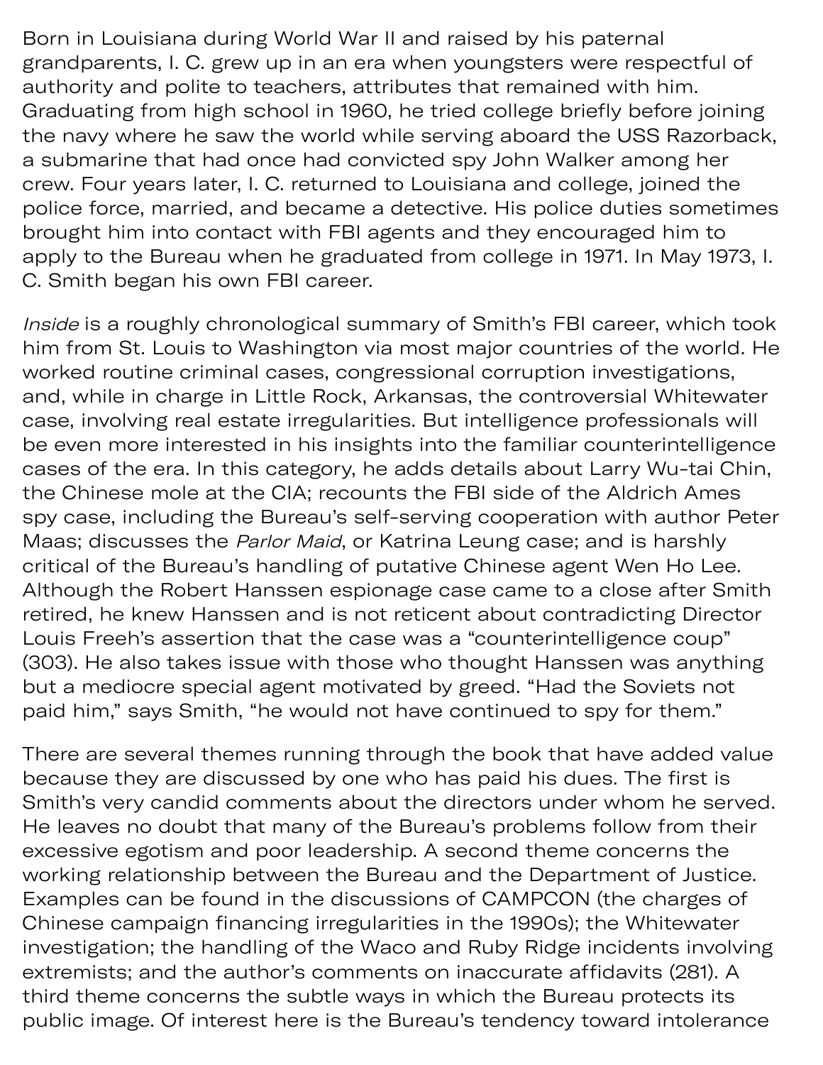Born in Louisiana during World War II and raised by his paternal grandparents, I. C. grew up in an era when youngsters were respectful of authority and polite to teachers, attributes that remained with him. Graduating from high school in 1960, he tried college briefly before joining the navy where he saw the world while serving aboard the USS Razorback, a submarine that had once had convicted spy John Walker among her crew. Four years later, I. C. returned to Louisiana and college, joined the police force, married, and became a detective. His police duties sometimes brought him into contact with FBI agents and they encouraged him to apply to the Bureau when he graduated from college in 1971. In May 1973, I. C. Smith began his own FBI career.

*Inside* is a roughly chronological summary of Smith's FBI career, which took him from St. Louis to Washington via most major countries of the world. He worked routine criminal cases, congressional corruption investigations, and, while in charge in Little Rock, Arkansas, the controversial Whitewater case, involving real estate irregularities. But intelligence professionals will be even more interested in his insights into the familiar counterintelligence cases of the era. In this category, he adds details about Larry Wu-tai Chin, the Chinese mole at the CIA; recounts the FBI side of the Aldrich Ames spy case, including the Bureau's self-serving cooperation with author Peter Maas; discusses the *Parlor Maid*, or Katrina Leung case; and is harshly critical of the Bureau's handling of putative Chinese agent Wen Ho Lee. Although the Robert Hanssen espionage case came to a close after Smith retired, he knew Hanssen and is not reticent about contradicting Director Louis Freeh's assertion that the case was a "counterintelligence coup" (303). He also takes issue with those who thought Hanssen was anything but a mediocre special agent motivated by greed. "Had the Soviets not paid him," says Smith, "he would not have continued to spy for them."

There are several themes running through the book that have added value because they are discussed by one who has paid his dues. The first is Smith's very candid comments about the directors under whom he served. He leaves no doubt that many of the Bureau's problems follow from their excessive egotism and poor leadership. A second theme concerns the working relationship between the Bureau and the Department of Justice. Examples can be found in the discussions of CAMPCON (the charges of Chinese campaign financing irregularities in the 1990s); the Whitewater investigation; the handling of the Waco and Ruby Ridge incidents involving extremists; and the author's comments on inaccurate affidavits (281). A third theme concerns the subtle ways in which the Bureau protects its public image. Of interest here is the Bureau's tendency toward intolerance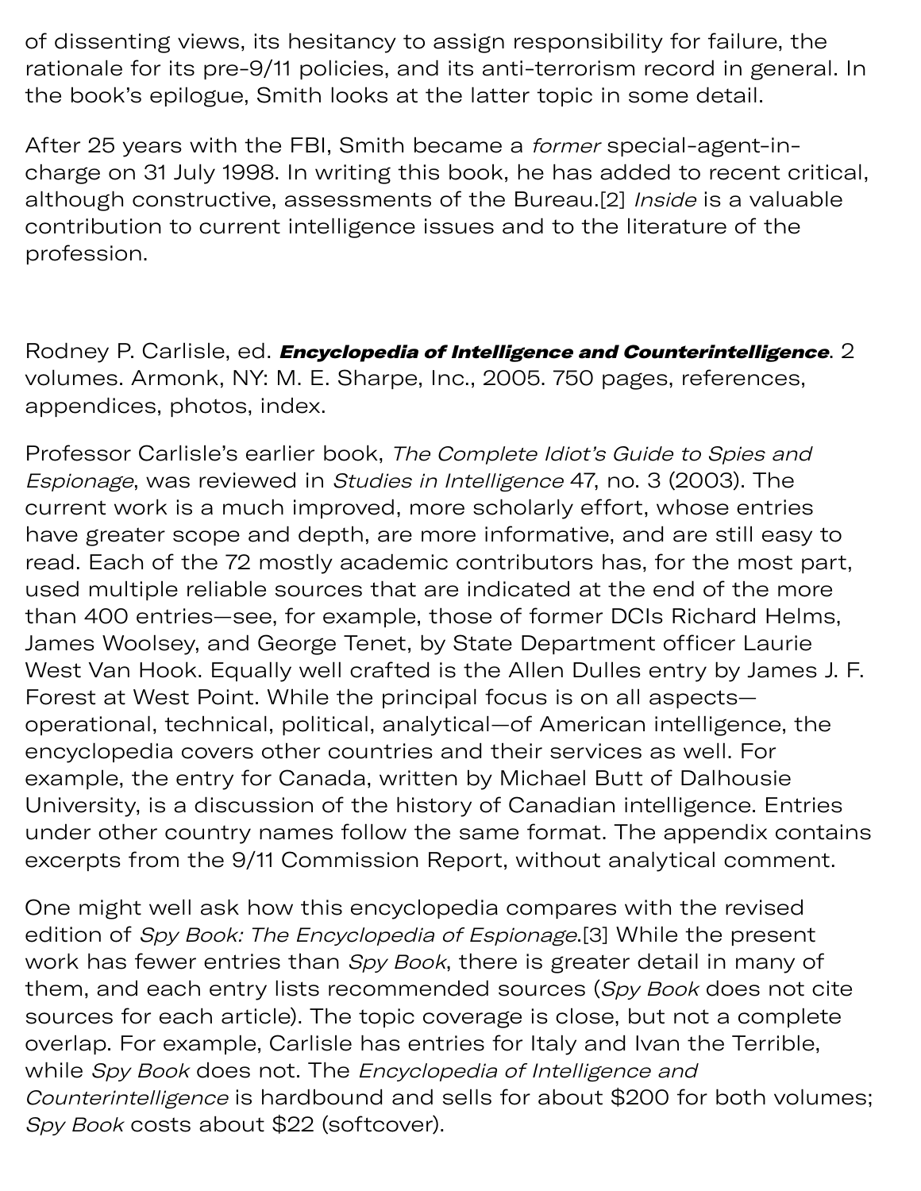of dissenting views, its hesitancy to assign responsibility for failure, the rationale for its pre-9/11 policies, and its anti-terrorism record in general. In the book's epilogue, Smith looks at the latter topic in some detail.

After 25 years with the FBI, Smith became a *former* special-agent-in-charge on 31 July 1998. In writing this book, he has added to recent critical, although constructive, assessments of the Bureau.[2] *Inside* is a valuable contribution to current intelligence issues and to the literature of the profession.

Rodney P. Carlisle, ed. ***Encyclopedia of Intelligence and Counterintelligence***. 2 volumes. Armonk, NY: M. E. Sharpe, Inc., 2005. 750 pages, references, appendices, photos, index.

Professor Carlisle's earlier book, *The Complete Idiot's Guide to Spies and Espionage*, was reviewed in *Studies in Intelligence* 47, no. 3 (2003). The current work is a much improved, more scholarly effort, whose entries have greater scope and depth, are more informative, and are still easy to read. Each of the 72 mostly academic contributors has, for the most part, used multiple reliable sources that are indicated at the end of the more than 400 entries—see, for example, those of former DCIs Richard Helms, James Woolsey, and George Tenet, by State Department officer Laurie West Van Hook. Equally well crafted is the Allen Dulles entry by James J. F. Forest at West Point. While the principal focus is on all aspects—operational, technical, political, analytical—of American intelligence, the encyclopedia covers other countries and their services as well. For example, the entry for Canada, written by Michael Butt of Dalhousie University, is a discussion of the history of Canadian intelligence. Entries under other country names follow the same format. The appendix contains excerpts from the 9/11 Commission Report, without analytical comment.

One might well ask how this encyclopedia compares with the revised edition of *Spy Book: The Encyclopedia of Espionage*.[3] While the present work has fewer entries than *Spy Book*, there is greater detail in many of them, and each entry lists recommended sources (*Spy Book* does not cite sources for each article). The topic coverage is close, but not a complete overlap. For example, Carlisle has entries for Italy and Ivan the Terrible, while *Spy Book* does not. The *Encyclopedia of Intelligence and Counterintelligence* is hardbound and sells for about $200 for both volumes; *Spy Book* costs about $22 (softcover).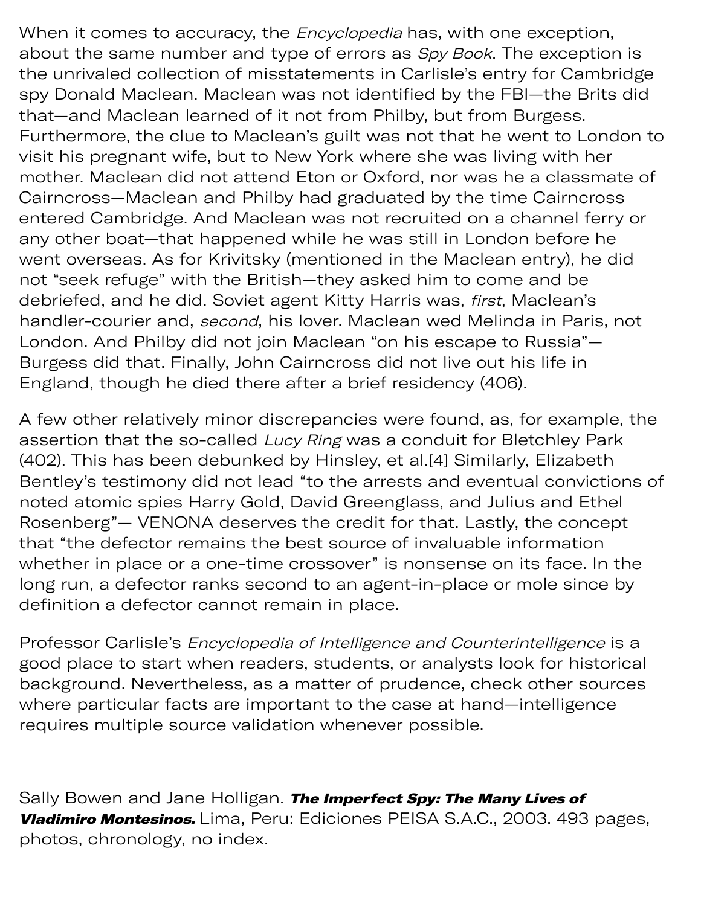When it comes to accuracy, the *Encyclopedia* has, with one exception, about the same number and type of errors as *Spy Book*. The exception is the unrivaled collection of misstatements in Carlisle's entry for Cambridge spy Donald Maclean. Maclean was not identified by the FBI—the Brits did that—and Maclean learned of it not from Philby, but from Burgess. Furthermore, the clue to Maclean's guilt was not that he went to London to visit his pregnant wife, but to New York where she was living with her mother. Maclean did not attend Eton or Oxford, nor was he a classmate of Cairncross—Maclean and Philby had graduated by the time Cairncross entered Cambridge. And Maclean was not recruited on a channel ferry or any other boat—that happened while he was still in London before he went overseas. As for Krivitsky (mentioned in the Maclean entry), he did not "seek refuge" with the British—they asked him to come and be debriefed, and he did. Soviet agent Kitty Harris was, *first*, Maclean's handler-courier and, *second*, his lover. Maclean wed Melinda in Paris, not London. And Philby did not join Maclean "on his escape to Russia"—Burgess did that. Finally, John Cairncross did not live out his life in England, though he died there after a brief residency (406).

A few other relatively minor discrepancies were found, as, for example, the assertion that the so-called *Lucy Ring* was a conduit for Bletchley Park (402). This has been debunked by Hinsley, et al.[4] Similarly, Elizabeth Bentley's testimony did not lead "to the arrests and eventual convictions of noted atomic spies Harry Gold, David Greenglass, and Julius and Ethel Rosenberg"— VENONA deserves the credit for that. Lastly, the concept that "the defector remains the best source of invaluable information whether in place or a one-time crossover" is nonsense on its face. In the long run, a defector ranks second to an agent-in-place or mole since by definition a defector cannot remain in place.

Professor Carlisle's *Encyclopedia of Intelligence and Counterintelligence* is a good place to start when readers, students, or analysts look for historical background. Nevertheless, as a matter of prudence, check other sources where particular facts are important to the case at hand—intelligence requires multiple source validation whenever possible.

Sally Bowen and Jane Holligan. ***The Imperfect Spy: The Many Lives of Vladimiro Montesinos.*** Lima, Peru: Ediciones PEISA S.A.C., 2003. 493 pages, photos, chronology, no index.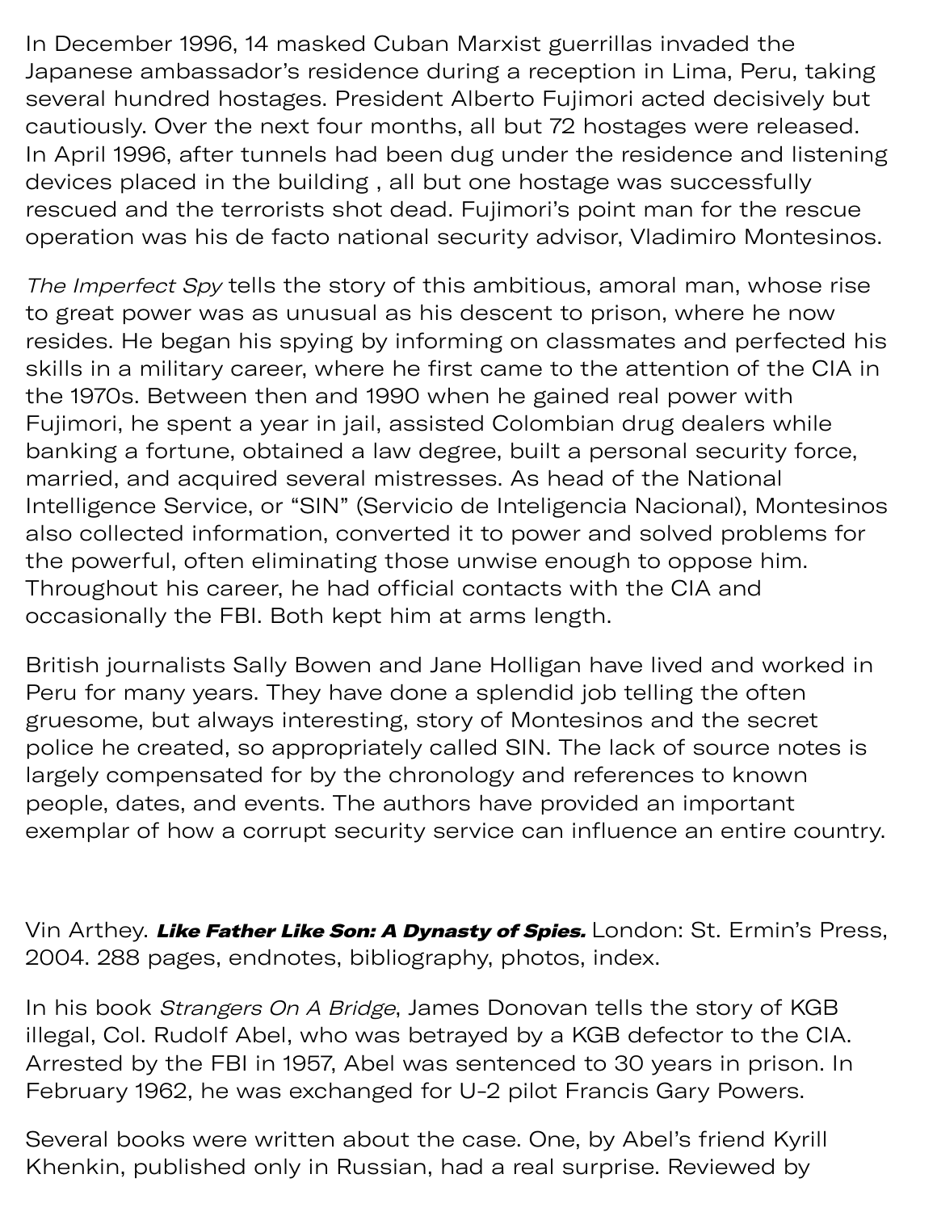In December 1996, 14 masked Cuban Marxist guerrillas invaded the Japanese ambassador's residence during a reception in Lima, Peru, taking several hundred hostages. President Alberto Fujimori acted decisively but cautiously. Over the next four months, all but 72 hostages were released. In April 1996, after tunnels had been dug under the residence and listening devices placed in the building , all but one hostage was successfully rescued and the terrorists shot dead. Fujimori's point man for the rescue operation was his de facto national security advisor, Vladimiro Montesinos.

*The Imperfect Spy* tells the story of this ambitious, amoral man, whose rise to great power was as unusual as his descent to prison, where he now resides. He began his spying by informing on classmates and perfected his skills in a military career, where he first came to the attention of the CIA in the 1970s. Between then and 1990 when he gained real power with Fujimori, he spent a year in jail, assisted Colombian drug dealers while banking a fortune, obtained a law degree, built a personal security force, married, and acquired several mistresses. As head of the National Intelligence Service, or "SIN" (Servicio de Inteligencia Nacional), Montesinos also collected information, converted it to power and solved problems for the powerful, often eliminating those unwise enough to oppose him. Throughout his career, he had official contacts with the CIA and occasionally the FBI. Both kept him at arms length.

British journalists Sally Bowen and Jane Holligan have lived and worked in Peru for many years. They have done a splendid job telling the often gruesome, but always interesting, story of Montesinos and the secret police he created, so appropriately called SIN. The lack of source notes is largely compensated for by the chronology and references to known people, dates, and events. The authors have provided an important exemplar of how a corrupt security service can influence an entire country.

Vin Arthey. ***Like Father Like Son: A Dynasty of Spies.*** London: St. Ermin's Press, 2004. 288 pages, endnotes, bibliography, photos, index.

In his book *Strangers On A Bridge*, James Donovan tells the story of KGB illegal, Col. Rudolf Abel, who was betrayed by a KGB defector to the CIA. Arrested by the FBI in 1957, Abel was sentenced to 30 years in prison. In February 1962, he was exchanged for U-2 pilot Francis Gary Powers.

Several books were written about the case. One, by Abel's friend Kyrill Khenkin, published only in Russian, had a real surprise. Reviewed by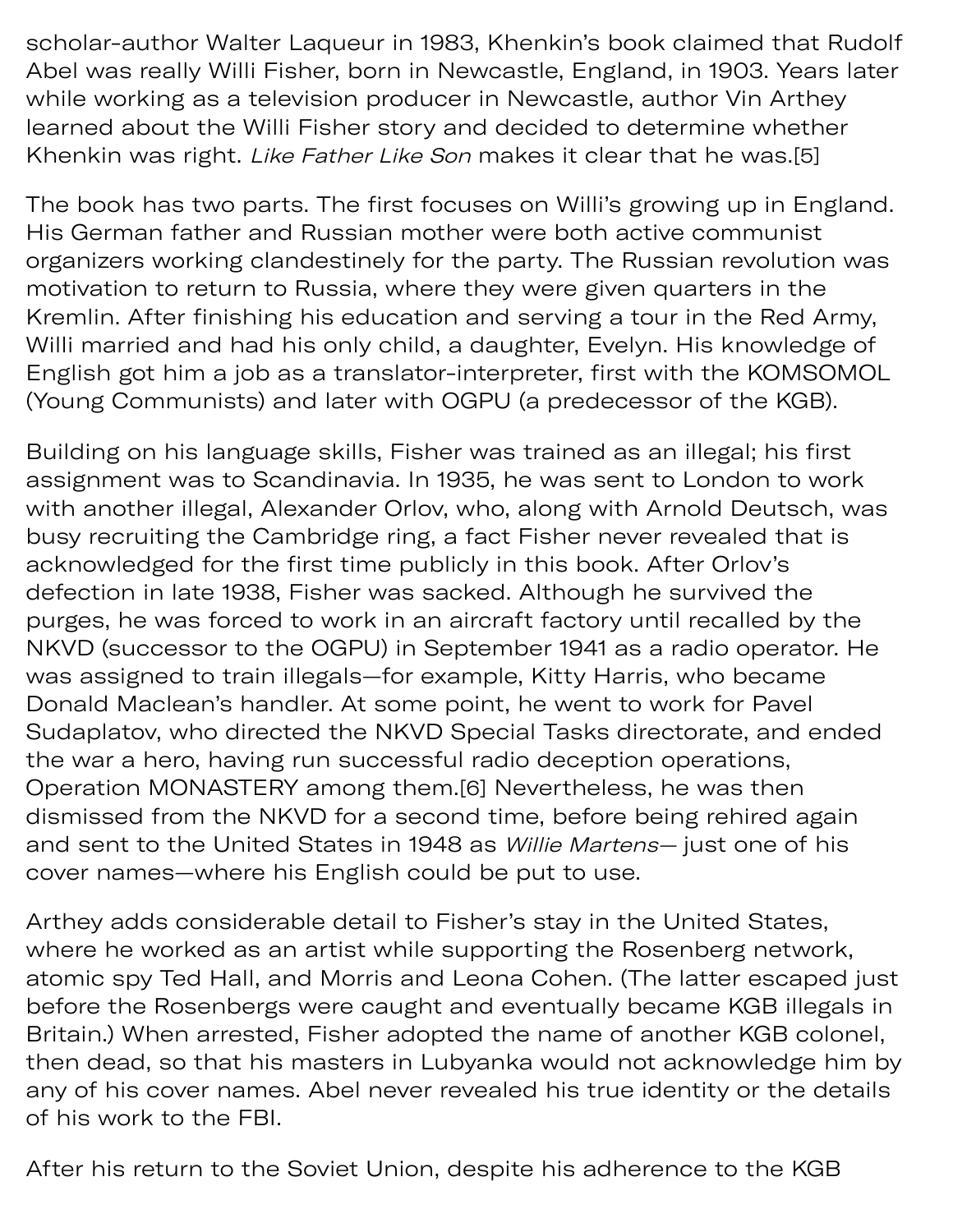scholar-author Walter Laqueur in 1983, Khenkin's book claimed that Rudolf Abel was really Willi Fisher, born in Newcastle, England, in 1903. Years later while working as a television producer in Newcastle, author Vin Arthey learned about the Willi Fisher story and decided to determine whether Khenkin was right. *Like Father Like Son* makes it clear that he was.[5]

The book has two parts. The first focuses on Willi's growing up in England. His German father and Russian mother were both active communist organizers working clandestinely for the party. The Russian revolution was motivation to return to Russia, where they were given quarters in the Kremlin. After finishing his education and serving a tour in the Red Army, Willi married and had his only child, a daughter, Evelyn. His knowledge of English got him a job as a translator-interpreter, first with the KOMSOMOL (Young Communists) and later with OGPU (a predecessor of the KGB).

Building on his language skills, Fisher was trained as an illegal; his first assignment was to Scandinavia. In 1935, he was sent to London to work with another illegal, Alexander Orlov, who, along with Arnold Deutsch, was busy recruiting the Cambridge ring, a fact Fisher never revealed that is acknowledged for the first time publicly in this book. After Orlov's defection in late 1938, Fisher was sacked. Although he survived the purges, he was forced to work in an aircraft factory until recalled by the NKVD (successor to the OGPU) in September 1941 as a radio operator. He was assigned to train illegals—for example, Kitty Harris, who became Donald Maclean's handler. At some point, he went to work for Pavel Sudaplatov, who directed the NKVD Special Tasks directorate, and ended the war a hero, having run successful radio deception operations, Operation MONASTERY among them.[6] Nevertheless, he was then dismissed from the NKVD for a second time, before being rehired again and sent to the United States in 1948 as *Willie Martens*— just one of his cover names—where his English could be put to use.

Arthey adds considerable detail to Fisher's stay in the United States, where he worked as an artist while supporting the Rosenberg network, atomic spy Ted Hall, and Morris and Leona Cohen. (The latter escaped just before the Rosenbergs were caught and eventually became KGB illegals in Britain.) When arrested, Fisher adopted the name of another KGB colonel, then dead, so that his masters in Lubyanka would not acknowledge him by any of his cover names. Abel never revealed his true identity or the details of his work to the FBI.

After his return to the Soviet Union, despite his adherence to the KGB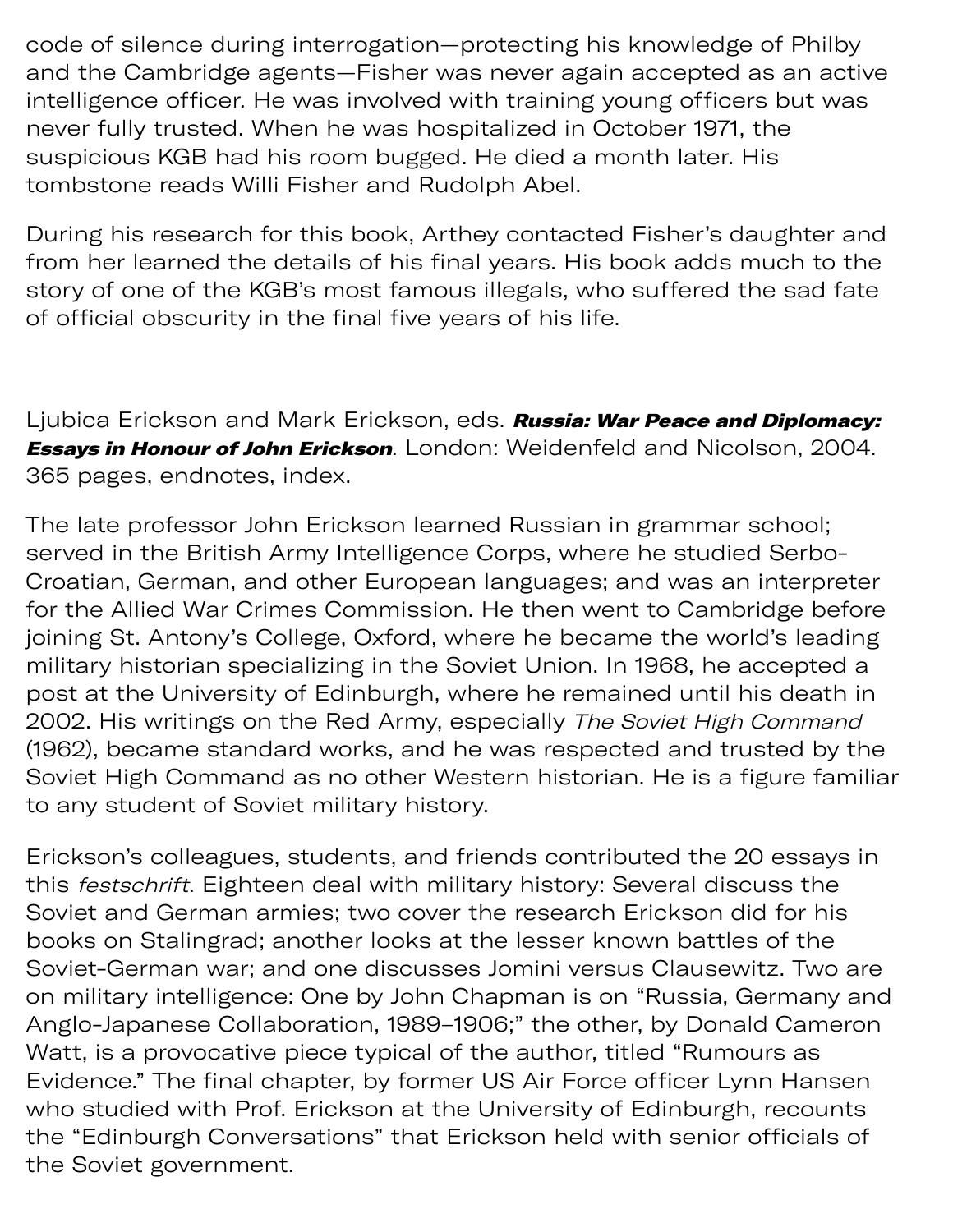code of silence during interrogation—protecting his knowledge of Philby and the Cambridge agents—Fisher was never again accepted as an active intelligence officer. He was involved with training young officers but was never fully trusted. When he was hospitalized in October 1971, the suspicious KGB had his room bugged. He died a month later. His tombstone reads Willi Fisher and Rudolph Abel.

During his research for this book, Arthey contacted Fisher's daughter and from her learned the details of his final years. His book adds much to the story of one of the KGB's most famous illegals, who suffered the sad fate of official obscurity in the final five years of his life.

Ljubica Erickson and Mark Erickson, eds. ***Russia: War Peace and Diplomacy: Essays in Honour of John Erickson***. London: Weidenfeld and Nicolson, 2004. 365 pages, endnotes, index.

The late professor John Erickson learned Russian in grammar school; served in the British Army Intelligence Corps, where he studied Serbo-Croatian, German, and other European languages; and was an interpreter for the Allied War Crimes Commission. He then went to Cambridge before joining St. Antony's College, Oxford, where he became the world's leading military historian specializing in the Soviet Union. In 1968, he accepted a post at the University of Edinburgh, where he remained until his death in 2002. His writings on the Red Army, especially *The Soviet High Command* (1962), became standard works, and he was respected and trusted by the Soviet High Command as no other Western historian. He is a figure familiar to any student of Soviet military history.

Erickson's colleagues, students, and friends contributed the 20 essays in this *festschrift*. Eighteen deal with military history: Several discuss the Soviet and German armies; two cover the research Erickson did for his books on Stalingrad; another looks at the lesser known battles of the Soviet-German war; and one discusses Jomini versus Clausewitz. Two are on military intelligence: One by John Chapman is on "Russia, Germany and Anglo-Japanese Collaboration, 1989–1906;" the other, by Donald Cameron Watt, is a provocative piece typical of the author, titled "Rumours as Evidence." The final chapter, by former US Air Force officer Lynn Hansen who studied with Prof. Erickson at the University of Edinburgh, recounts the "Edinburgh Conversations" that Erickson held with senior officials of the Soviet government.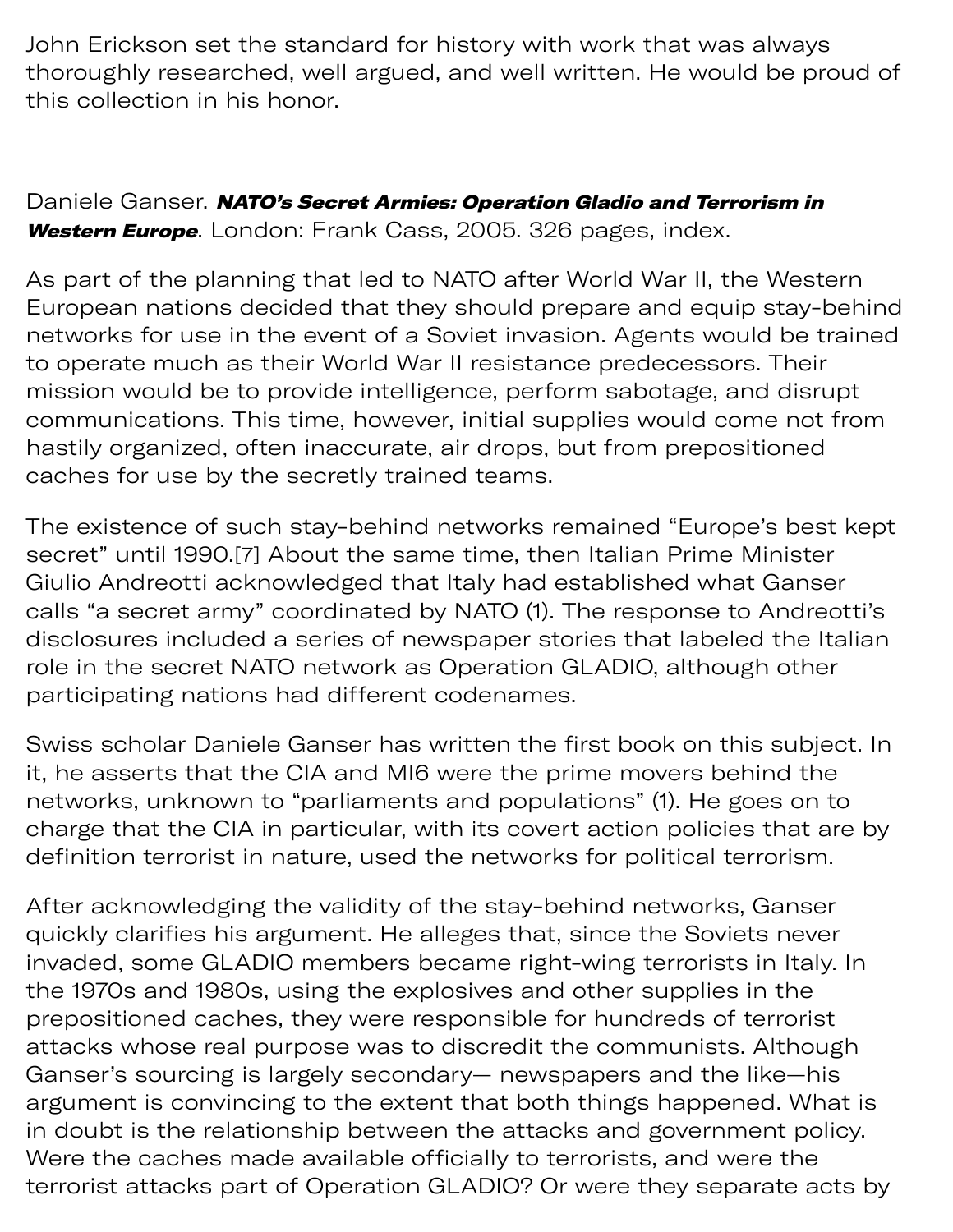John Erickson set the standard for history with work that was always thoroughly researched, well argued, and well written. He would be proud of this collection in his honor.

Daniele Ganser. ***NATO's Secret Armies: Operation Gladio and Terrorism in Western Europe***. London: Frank Cass, 2005. 326 pages, index.

As part of the planning that led to NATO after World War II, the Western European nations decided that they should prepare and equip stay-behind networks for use in the event of a Soviet invasion. Agents would be trained to operate much as their World War II resistance predecessors. Their mission would be to provide intelligence, perform sabotage, and disrupt communications. This time, however, initial supplies would come not from hastily organized, often inaccurate, air drops, but from prepositioned caches for use by the secretly trained teams.

The existence of such stay-behind networks remained "Europe's best kept secret" until 1990.[7] About the same time, then Italian Prime Minister Giulio Andreotti acknowledged that Italy had established what Ganser calls "a secret army" coordinated by NATO (1). The response to Andreotti's disclosures included a series of newspaper stories that labeled the Italian role in the secret NATO network as Operation GLADIO, although other participating nations had different codenames.

Swiss scholar Daniele Ganser has written the first book on this subject. In it, he asserts that the CIA and MI6 were the prime movers behind the networks, unknown to "parliaments and populations" (1). He goes on to charge that the CIA in particular, with its covert action policies that are by definition terrorist in nature, used the networks for political terrorism.

After acknowledging the validity of the stay-behind networks, Ganser quickly clarifies his argument. He alleges that, since the Soviets never invaded, some GLADIO members became right-wing terrorists in Italy. In the 1970s and 1980s, using the explosives and other supplies in the prepositioned caches, they were responsible for hundreds of terrorist attacks whose real purpose was to discredit the communists. Although Ganser's sourcing is largely secondary— newspapers and the like—his argument is convincing to the extent that both things happened. What is in doubt is the relationship between the attacks and government policy. Were the caches made available officially to terrorists, and were the terrorist attacks part of Operation GLADIO? Or were they separate acts by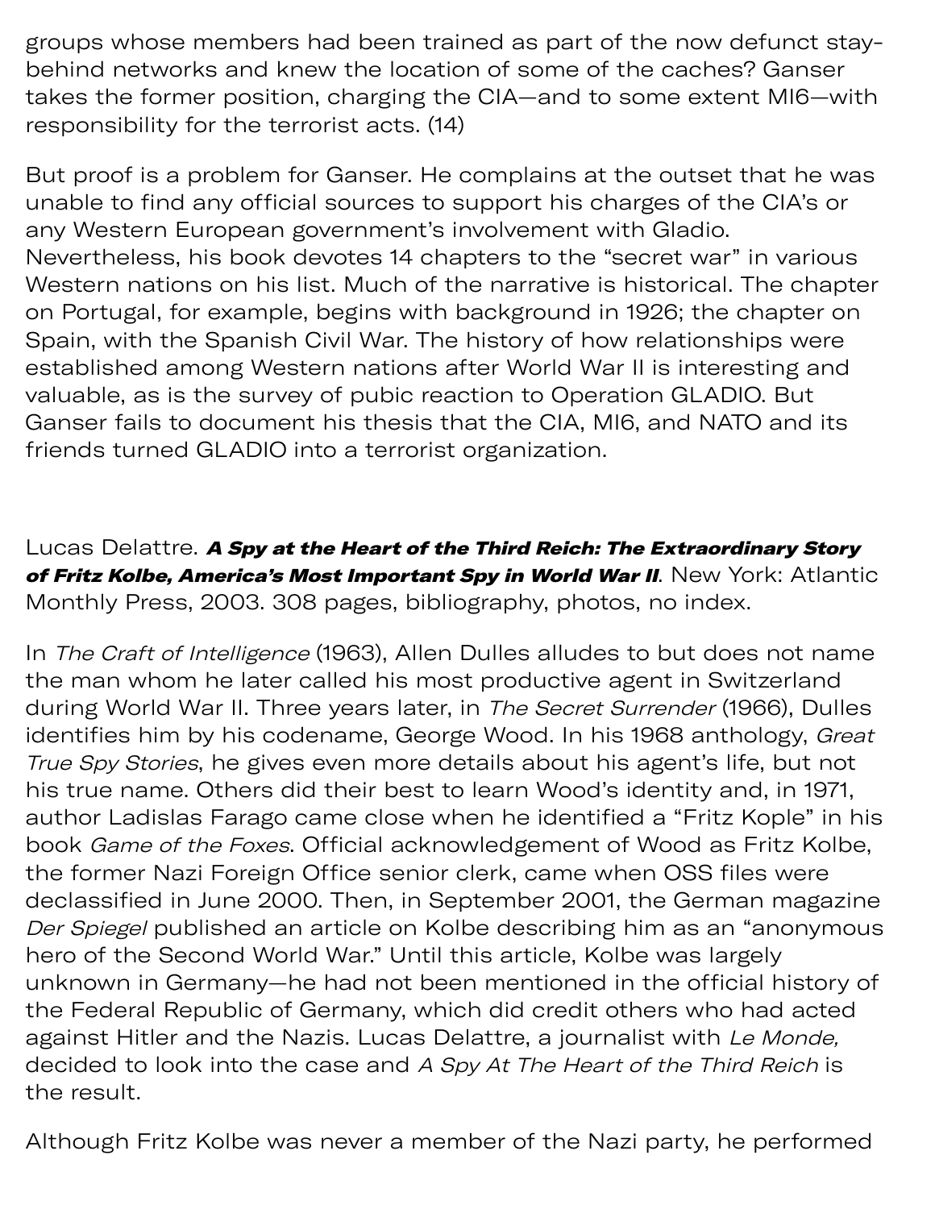groups whose members had been trained as part of the now defunct stay-behind networks and knew the location of some of the caches? Ganser takes the former position, charging the CIA—and to some extent MI6—with responsibility for the terrorist acts. (14)

But proof is a problem for Ganser. He complains at the outset that he was unable to find any official sources to support his charges of the CIA's or any Western European government's involvement with Gladio. Nevertheless, his book devotes 14 chapters to the "secret war" in various Western nations on his list. Much of the narrative is historical. The chapter on Portugal, for example, begins with background in 1926; the chapter on Spain, with the Spanish Civil War. The history of how relationships were established among Western nations after World War II is interesting and valuable, as is the survey of pubic reaction to Operation GLADIO. But Ganser fails to document his thesis that the CIA, MI6, and NATO and its friends turned GLADIO into a terrorist organization.

Lucas Delattre. ***A Spy at the Heart of the Third Reich: The Extraordinary Story of Fritz Kolbe, America's Most Important Spy in World War II***. New York: Atlantic Monthly Press, 2003. 308 pages, bibliography, photos, no index.

In *The Craft of Intelligence* (1963), Allen Dulles alludes to but does not name the man whom he later called his most productive agent in Switzerland during World War II. Three years later, in *The Secret Surrender* (1966), Dulles identifies him by his codename, George Wood. In his 1968 anthology, *Great True Spy Stories*, he gives even more details about his agent's life, but not his true name. Others did their best to learn Wood's identity and, in 1971, author Ladislas Farago came close when he identified a "Fritz Kople" in his book *Game of the Foxes*. Official acknowledgement of Wood as Fritz Kolbe, the former Nazi Foreign Office senior clerk, came when OSS files were declassified in June 2000. Then, in September 2001, the German magazine *Der Spiegel* published an article on Kolbe describing him as an "anonymous hero of the Second World War." Until this article, Kolbe was largely unknown in Germany—he had not been mentioned in the official history of the Federal Republic of Germany, which did credit others who had acted against Hitler and the Nazis. Lucas Delattre, a journalist with *Le Monde,* decided to look into the case and *A Spy At The Heart of the Third Reich* is the result.

Although Fritz Kolbe was never a member of the Nazi party, he performed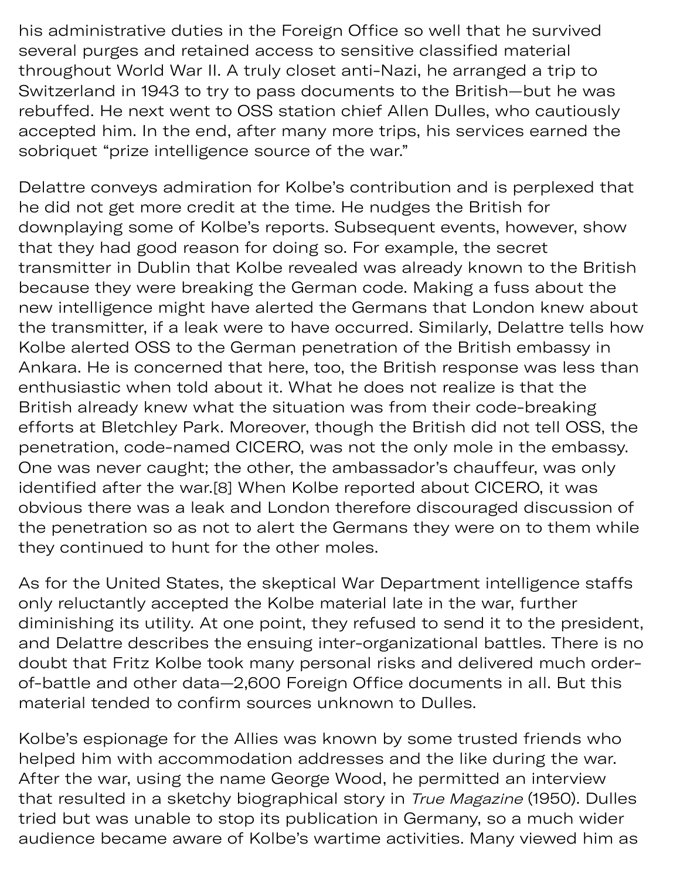his administrative duties in the Foreign Office so well that he survived several purges and retained access to sensitive classified material throughout World War II. A truly closet anti-Nazi, he arranged a trip to Switzerland in 1943 to try to pass documents to the British—but he was rebuffed. He next went to OSS station chief Allen Dulles, who cautiously accepted him. In the end, after many more trips, his services earned the sobriquet "prize intelligence source of the war."

Delattre conveys admiration for Kolbe's contribution and is perplexed that he did not get more credit at the time. He nudges the British for downplaying some of Kolbe's reports. Subsequent events, however, show that they had good reason for doing so. For example, the secret transmitter in Dublin that Kolbe revealed was already known to the British because they were breaking the German code. Making a fuss about the new intelligence might have alerted the Germans that London knew about the transmitter, if a leak were to have occurred. Similarly, Delattre tells how Kolbe alerted OSS to the German penetration of the British embassy in Ankara. He is concerned that here, too, the British response was less than enthusiastic when told about it. What he does not realize is that the British already knew what the situation was from their code-breaking efforts at Bletchley Park. Moreover, though the British did not tell OSS, the penetration, code-named CICERO, was not the only mole in the embassy. One was never caught; the other, the ambassador's chauffeur, was only identified after the war.[8] When Kolbe reported about CICERO, it was obvious there was a leak and London therefore discouraged discussion of the penetration so as not to alert the Germans they were on to them while they continued to hunt for the other moles.

As for the United States, the skeptical War Department intelligence staffs only reluctantly accepted the Kolbe material late in the war, further diminishing its utility. At one point, they refused to send it to the president, and Delattre describes the ensuing inter-organizational battles. There is no doubt that Fritz Kolbe took many personal risks and delivered much order-of-battle and other data—2,600 Foreign Office documents in all. But this material tended to confirm sources unknown to Dulles.

Kolbe's espionage for the Allies was known by some trusted friends who helped him with accommodation addresses and the like during the war. After the war, using the name George Wood, he permitted an interview that resulted in a sketchy biographical story in *True Magazine* (1950). Dulles tried but was unable to stop its publication in Germany, so a much wider audience became aware of Kolbe's wartime activities. Many viewed him as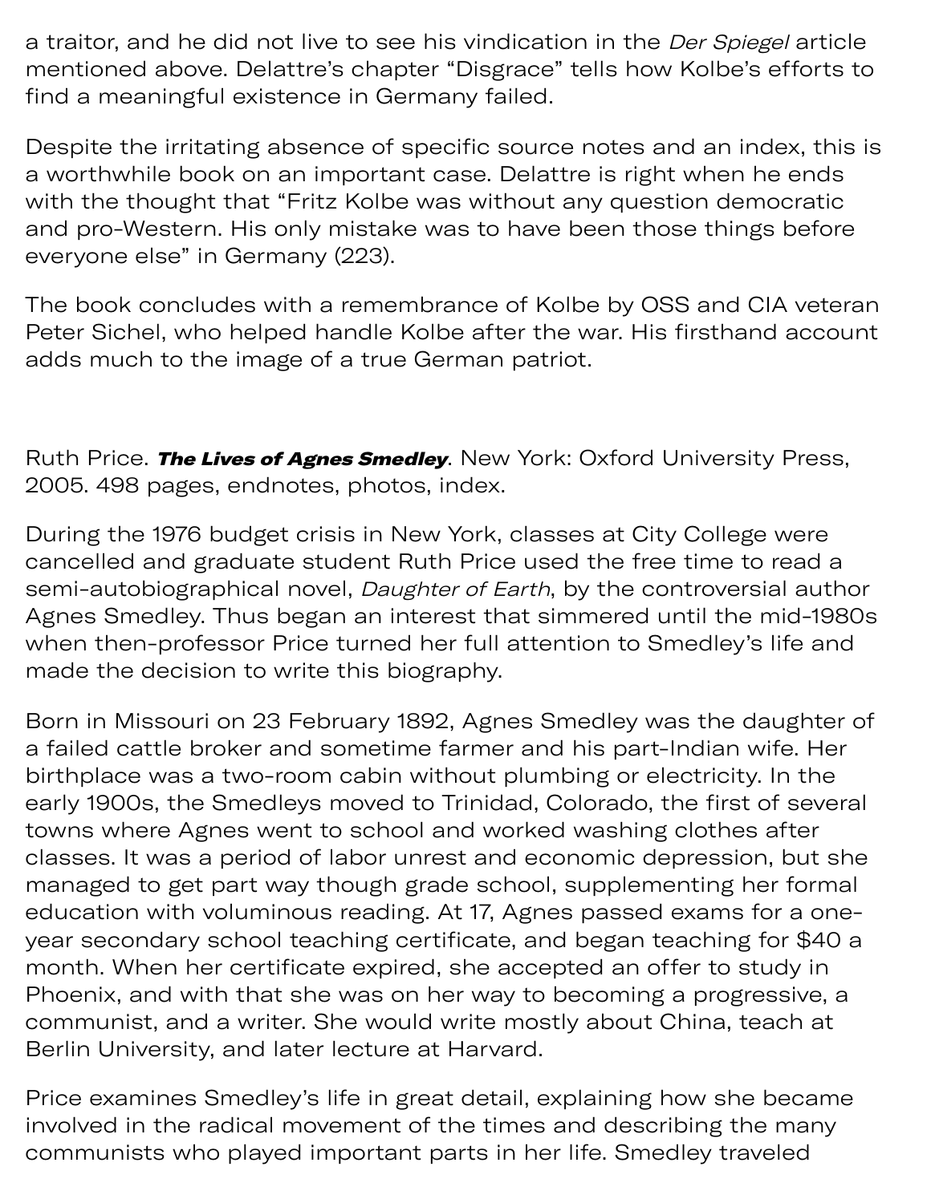a traitor, and he did not live to see his vindication in the *Der Spiegel* article mentioned above. Delattre's chapter "Disgrace" tells how Kolbe's efforts to find a meaningful existence in Germany failed.

Despite the irritating absence of specific source notes and an index, this is a worthwhile book on an important case. Delattre is right when he ends with the thought that "Fritz Kolbe was without any question democratic and pro-Western. His only mistake was to have been those things before everyone else" in Germany (223).

The book concludes with a remembrance of Kolbe by OSS and CIA veteran Peter Sichel, who helped handle Kolbe after the war. His firsthand account adds much to the image of a true German patriot.

Ruth Price. ***The Lives of Agnes Smedley***. New York: Oxford University Press, 2005. 498 pages, endnotes, photos, index.

During the 1976 budget crisis in New York, classes at City College were cancelled and graduate student Ruth Price used the free time to read a semi-autobiographical novel, *Daughter of Earth*, by the controversial author Agnes Smedley. Thus began an interest that simmered until the mid-1980s when then-professor Price turned her full attention to Smedley's life and made the decision to write this biography.

Born in Missouri on 23 February 1892, Agnes Smedley was the daughter of a failed cattle broker and sometime farmer and his part-Indian wife. Her birthplace was a two-room cabin without plumbing or electricity. In the early 1900s, the Smedleys moved to Trinidad, Colorado, the first of several towns where Agnes went to school and worked washing clothes after classes. It was a period of labor unrest and economic depression, but she managed to get part way though grade school, supplementing her formal education with voluminous reading. At 17, Agnes passed exams for a one-year secondary school teaching certificate, and began teaching for $40 a month. When her certificate expired, she accepted an offer to study in Phoenix, and with that she was on her way to becoming a progressive, a communist, and a writer. She would write mostly about China, teach at Berlin University, and later lecture at Harvard.

Price examines Smedley's life in great detail, explaining how she became involved in the radical movement of the times and describing the many communists who played important parts in her life. Smedley traveled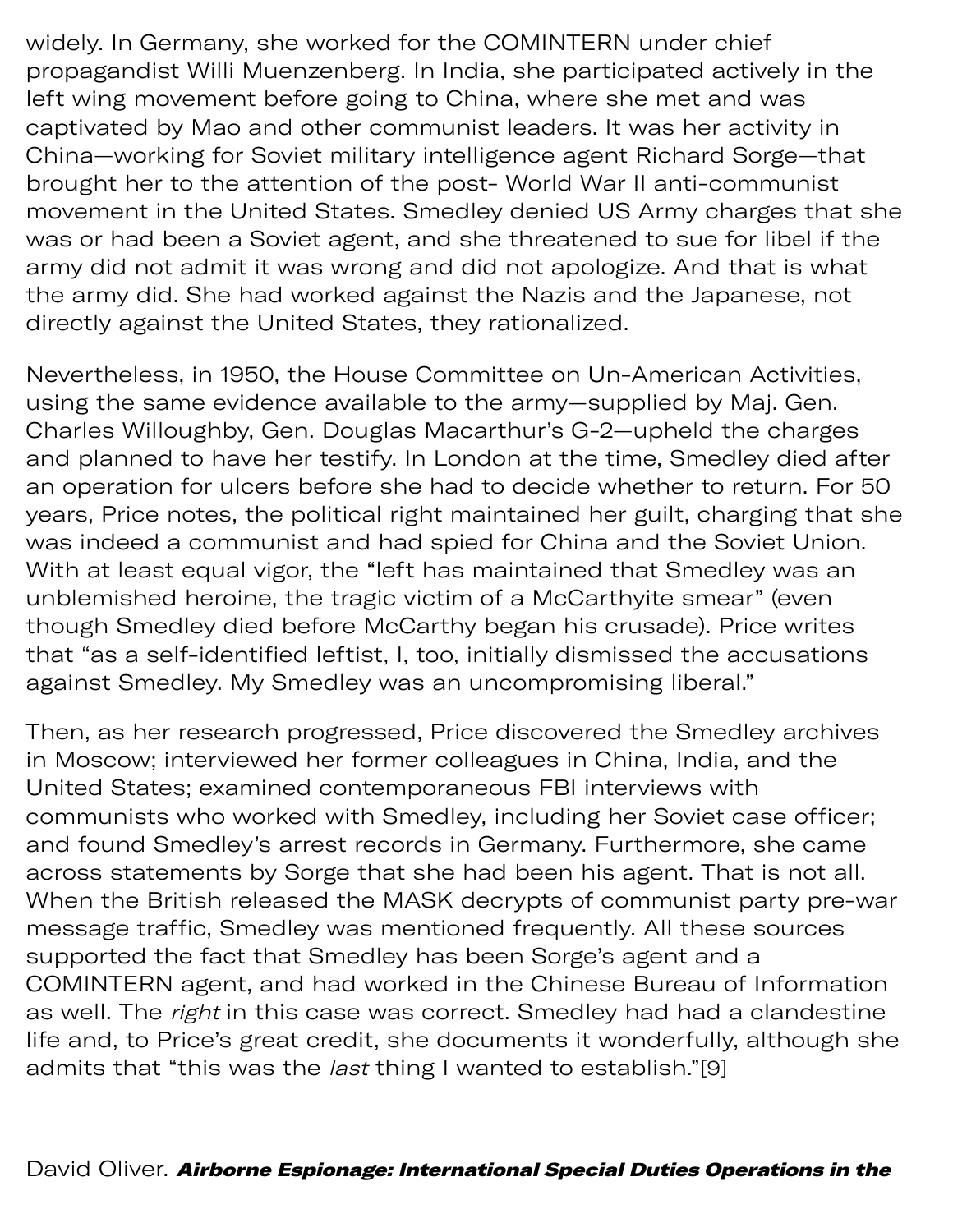widely. In Germany, she worked for the COMINTERN under chief propagandist Willi Muenzenberg. In India, she participated actively in the left wing movement before going to China, where she met and was captivated by Mao and other communist leaders. It was her activity in China—working for Soviet military intelligence agent Richard Sorge—that brought her to the attention of the post- World War II anti-communist movement in the United States. Smedley denied US Army charges that she was or had been a Soviet agent, and she threatened to sue for libel if the army did not admit it was wrong and did not apologize. And that is what the army did. She had worked against the Nazis and the Japanese, not directly against the United States, they rationalized.

Nevertheless, in 1950, the House Committee on Un-American Activities, using the same evidence available to the army—supplied by Maj. Gen. Charles Willoughby, Gen. Douglas Macarthur's G-2—upheld the charges and planned to have her testify. In London at the time, Smedley died after an operation for ulcers before she had to decide whether to return. For 50 years, Price notes, the political right maintained her guilt, charging that she was indeed a communist and had spied for China and the Soviet Union. With at least equal vigor, the "left has maintained that Smedley was an unblemished heroine, the tragic victim of a McCarthyite smear" (even though Smedley died before McCarthy began his crusade). Price writes that "as a self-identified leftist, I, too, initially dismissed the accusations against Smedley. My Smedley was an uncompromising liberal."

Then, as her research progressed, Price discovered the Smedley archives in Moscow; interviewed her former colleagues in China, India, and the United States; examined contemporaneous FBI interviews with communists who worked with Smedley, including her Soviet case officer; and found Smedley's arrest records in Germany. Furthermore, she came across statements by Sorge that she had been his agent. That is not all. When the British released the MASK decrypts of communist party pre-war message traffic, Smedley was mentioned frequently. All these sources supported the fact that Smedley has been Sorge's agent and a COMINTERN agent, and had worked in the Chinese Bureau of Information as well. The *right* in this case was correct. Smedley had had a clandestine life and, to Price's great credit, she documents it wonderfully, although she admits that "this was the *last* thing I wanted to establish."[9]

David Oliver. ***Airborne Espionage: International Special Duties Operations in the***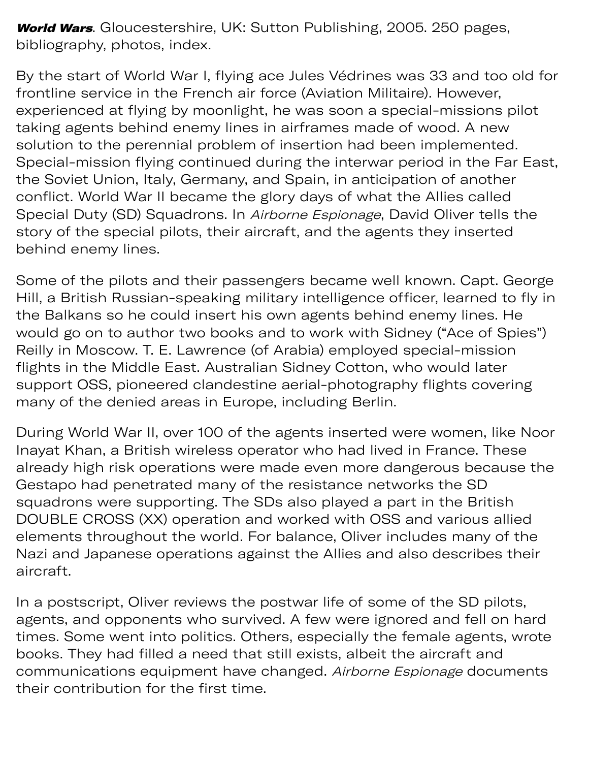***World Wars***. Gloucestershire, UK: Sutton Publishing, 2005. 250 pages, bibliography, photos, index.

By the start of World War I, flying ace Jules Védrines was 33 and too old for frontline service in the French air force (Aviation Militaire). However, experienced at flying by moonlight, he was soon a special-missions pilot taking agents behind enemy lines in airframes made of wood. A new solution to the perennial problem of insertion had been implemented. Special-mission flying continued during the interwar period in the Far East, the Soviet Union, Italy, Germany, and Spain, in anticipation of another conflict. World War II became the glory days of what the Allies called Special Duty (SD) Squadrons. In *Airborne Espionage*, David Oliver tells the story of the special pilots, their aircraft, and the agents they inserted behind enemy lines.

Some of the pilots and their passengers became well known. Capt. George Hill, a British Russian-speaking military intelligence officer, learned to fly in the Balkans so he could insert his own agents behind enemy lines. He would go on to author two books and to work with Sidney ("Ace of Spies") Reilly in Moscow. T. E. Lawrence (of Arabia) employed special-mission flights in the Middle East. Australian Sidney Cotton, who would later support OSS, pioneered clandestine aerial-photography flights covering many of the denied areas in Europe, including Berlin.

During World War II, over 100 of the agents inserted were women, like Noor Inayat Khan, a British wireless operator who had lived in France. These already high risk operations were made even more dangerous because the Gestapo had penetrated many of the resistance networks the SD squadrons were supporting. The SDs also played a part in the British DOUBLE CROSS (XX) operation and worked with OSS and various allied elements throughout the world. For balance, Oliver includes many of the Nazi and Japanese operations against the Allies and also describes their aircraft.

In a postscript, Oliver reviews the postwar life of some of the SD pilots, agents, and opponents who survived. A few were ignored and fell on hard times. Some went into politics. Others, especially the female agents, wrote books. They had filled a need that still exists, albeit the aircraft and communications equipment have changed. *Airborne Espionage* documents their contribution for the first time.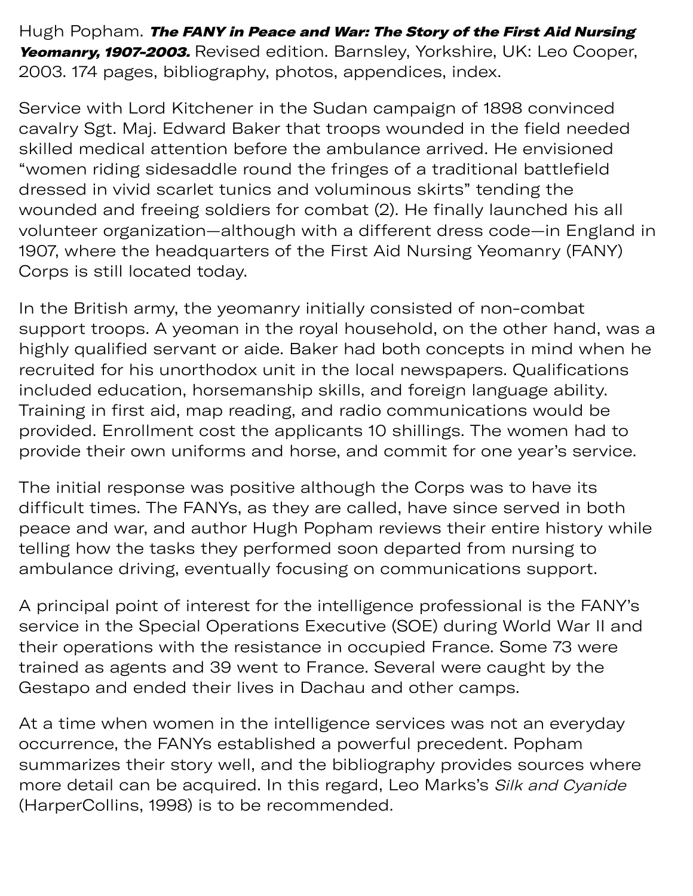Hugh Popham. ***The FANY in Peace and War: The Story of the First Aid Nursing Yeomanry, 1907-2003.*** Revised edition. Barnsley, Yorkshire, UK: Leo Cooper, 2003. 174 pages, bibliography, photos, appendices, index.

Service with Lord Kitchener in the Sudan campaign of 1898 convinced cavalry Sgt. Maj. Edward Baker that troops wounded in the field needed skilled medical attention before the ambulance arrived. He envisioned "women riding sidesaddle round the fringes of a traditional battlefield dressed in vivid scarlet tunics and voluminous skirts" tending the wounded and freeing soldiers for combat (2). He finally launched his all volunteer organization—although with a different dress code—in England in 1907, where the headquarters of the First Aid Nursing Yeomanry (FANY) Corps is still located today.

In the British army, the yeomanry initially consisted of non-combat support troops. A yeoman in the royal household, on the other hand, was a highly qualified servant or aide. Baker had both concepts in mind when he recruited for his unorthodox unit in the local newspapers. Qualifications included education, horsemanship skills, and foreign language ability. Training in first aid, map reading, and radio communications would be provided. Enrollment cost the applicants 10 shillings. The women had to provide their own uniforms and horse, and commit for one year's service.

The initial response was positive although the Corps was to have its difficult times. The FANYs, as they are called, have since served in both peace and war, and author Hugh Popham reviews their entire history while telling how the tasks they performed soon departed from nursing to ambulance driving, eventually focusing on communications support.

A principal point of interest for the intelligence professional is the FANY's service in the Special Operations Executive (SOE) during World War II and their operations with the resistance in occupied France. Some 73 were trained as agents and 39 went to France. Several were caught by the Gestapo and ended their lives in Dachau and other camps.

At a time when women in the intelligence services was not an everyday occurrence, the FANYs established a powerful precedent. Popham summarizes their story well, and the bibliography provides sources where more detail can be acquired. In this regard, Leo Marks's *Silk and Cyanide* (HarperCollins, 1998) is to be recommended.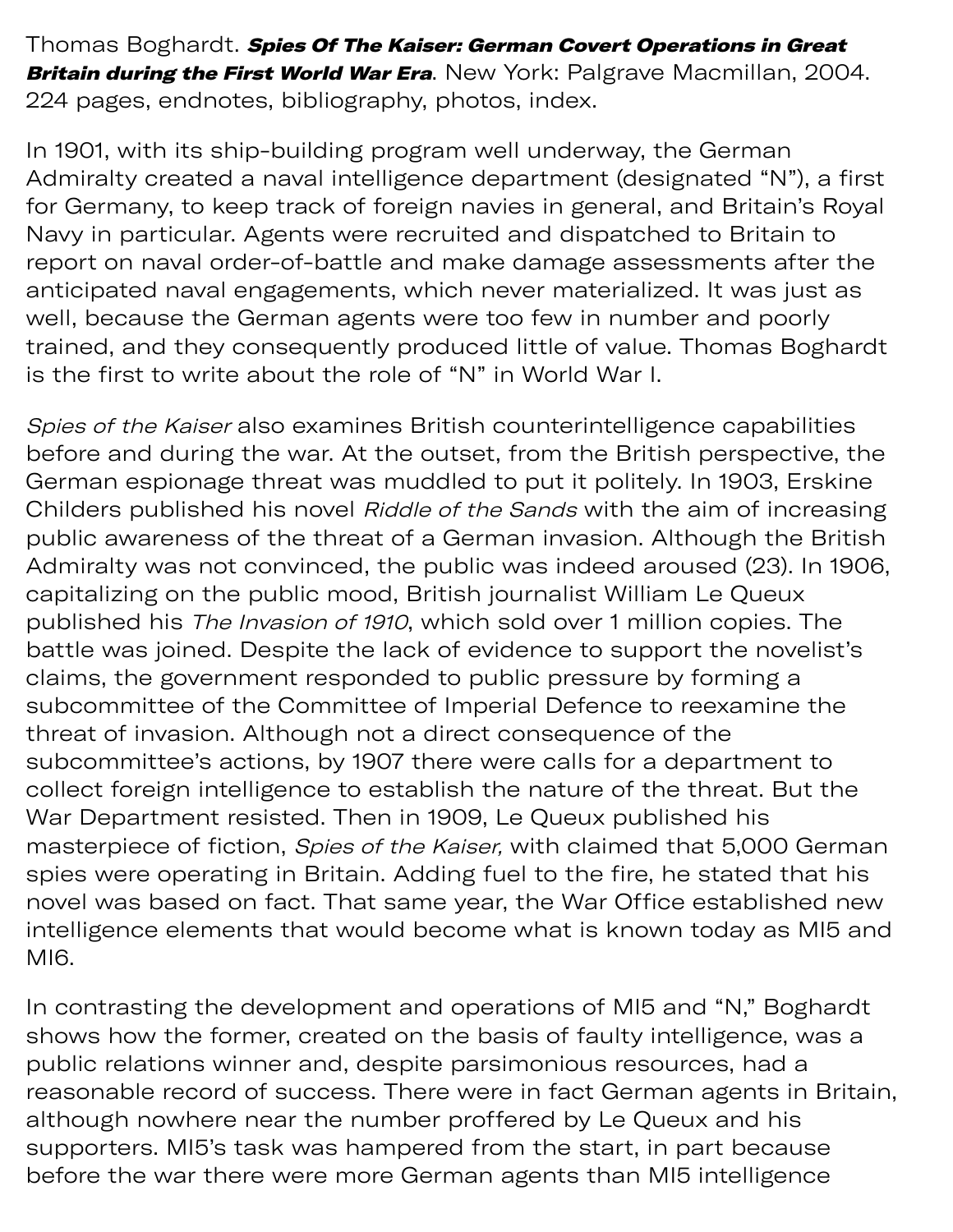Thomas Boghardt. ***Spies Of The Kaiser: German Covert Operations in Great Britain during the First World War Era***. New York: Palgrave Macmillan, 2004. 224 pages, endnotes, bibliography, photos, index.

In 1901, with its ship-building program well underway, the German Admiralty created a naval intelligence department (designated "N"), a first for Germany, to keep track of foreign navies in general, and Britain's Royal Navy in particular. Agents were recruited and dispatched to Britain to report on naval order-of-battle and make damage assessments after the anticipated naval engagements, which never materialized. It was just as well, because the German agents were too few in number and poorly trained, and they consequently produced little of value. Thomas Boghardt is the first to write about the role of "N" in World War I.

*Spies of the Kaiser* also examines British counterintelligence capabilities before and during the war. At the outset, from the British perspective, the German espionage threat was muddled to put it politely. In 1903, Erskine Childers published his novel *Riddle of the Sands* with the aim of increasing public awareness of the threat of a German invasion. Although the British Admiralty was not convinced, the public was indeed aroused (23). In 1906, capitalizing on the public mood, British journalist William Le Queux published his *The Invasion of 1910*, which sold over 1 million copies. The battle was joined. Despite the lack of evidence to support the novelist's claims, the government responded to public pressure by forming a subcommittee of the Committee of Imperial Defence to reexamine the threat of invasion. Although not a direct consequence of the subcommittee's actions, by 1907 there were calls for a department to collect foreign intelligence to establish the nature of the threat. But the War Department resisted. Then in 1909, Le Queux published his masterpiece of fiction, *Spies of the Kaiser,* with claimed that 5,000 German spies were operating in Britain. Adding fuel to the fire, he stated that his novel was based on fact. That same year, the War Office established new intelligence elements that would become what is known today as MI5 and MI6.

In contrasting the development and operations of MI5 and "N," Boghardt shows how the former, created on the basis of faulty intelligence, was a public relations winner and, despite parsimonious resources, had a reasonable record of success. There were in fact German agents in Britain, although nowhere near the number proffered by Le Queux and his supporters. MI5's task was hampered from the start, in part because before the war there were more German agents than MI5 intelligence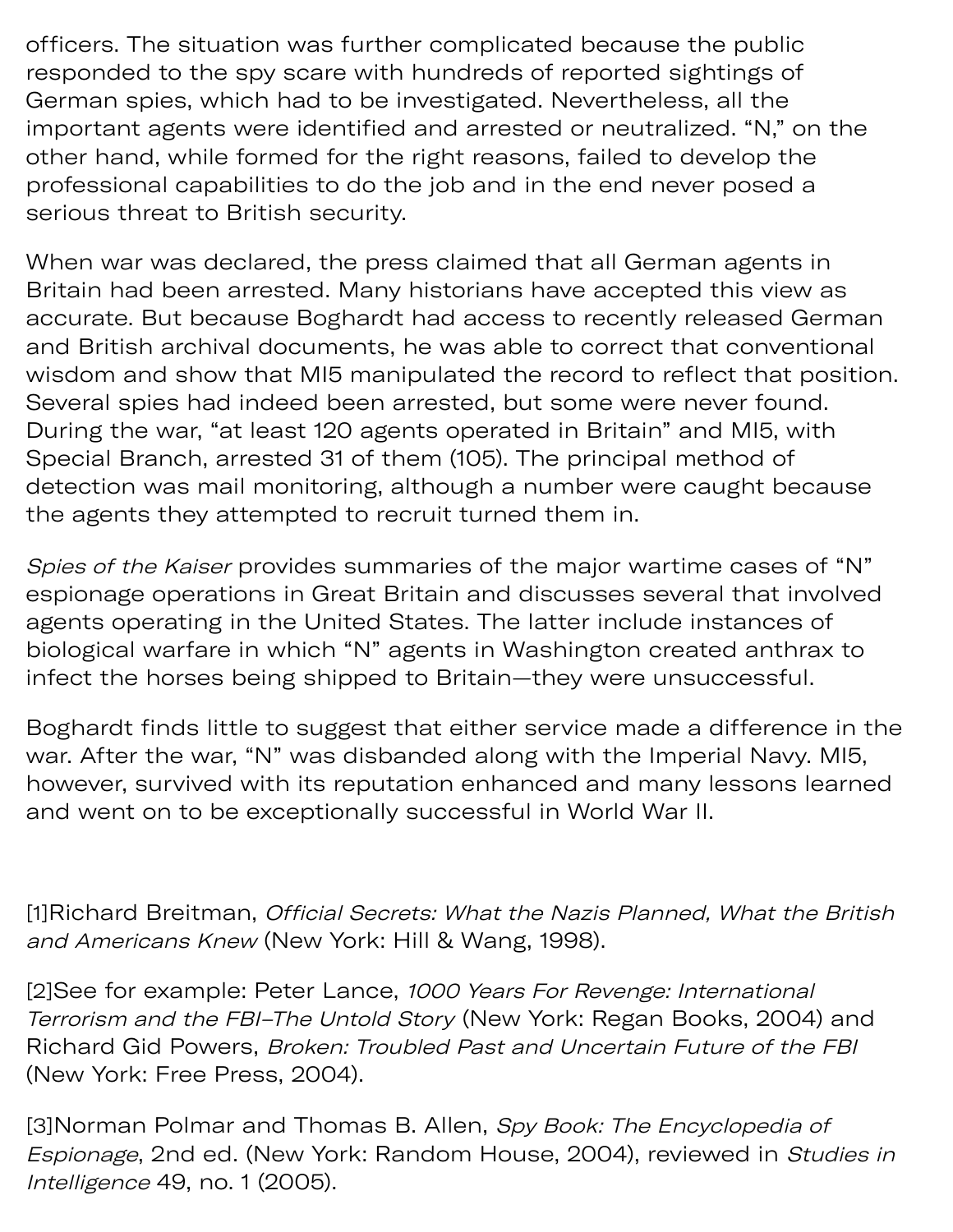officers. The situation was further complicated because the public responded to the spy scare with hundreds of reported sightings of German spies, which had to be investigated. Nevertheless, all the important agents were identified and arrested or neutralized. "N," on the other hand, while formed for the right reasons, failed to develop the professional capabilities to do the job and in the end never posed a serious threat to British security.

When war was declared, the press claimed that all German agents in Britain had been arrested. Many historians have accepted this view as accurate. But because Boghardt had access to recently released German and British archival documents, he was able to correct that conventional wisdom and show that MI5 manipulated the record to reflect that position. Several spies had indeed been arrested, but some were never found. During the war, "at least 120 agents operated in Britain" and MI5, with Special Branch, arrested 31 of them (105). The principal method of detection was mail monitoring, although a number were caught because the agents they attempted to recruit turned them in.

*Spies of the Kaiser* provides summaries of the major wartime cases of "N" espionage operations in Great Britain and discusses several that involved agents operating in the United States. The latter include instances of biological warfare in which "N" agents in Washington created anthrax to infect the horses being shipped to Britain—they were unsuccessful.

Boghardt finds little to suggest that either service made a difference in the war. After the war, "N" was disbanded along with the Imperial Navy. MI5, however, survived with its reputation enhanced and many lessons learned and went on to be exceptionally successful in World War II.

[1]Richard Breitman, *Official Secrets: What the Nazis Planned, What the British and Americans Knew* (New York: Hill & Wang, 1998).

[2]See for example: Peter Lance, *1000 Years For Revenge: International Terrorism and the FBI–The Untold Story* (New York: Regan Books, 2004) and Richard Gid Powers, *Broken: Troubled Past and Uncertain Future of the FBI* (New York: Free Press, 2004).

[3]Norman Polmar and Thomas B. Allen, *Spy Book: The Encyclopedia of Espionage*, 2nd ed. (New York: Random House, 2004), reviewed in *Studies in Intelligence* 49, no. 1 (2005).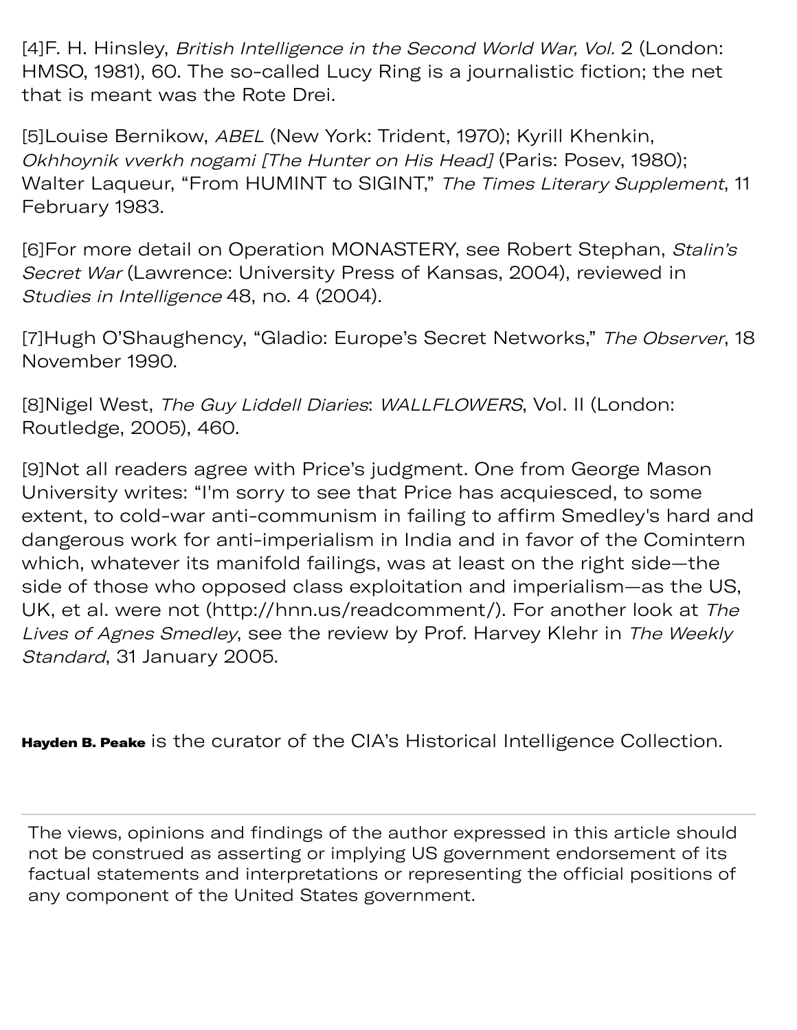[4]F. H. Hinsley, *British Intelligence in the Second World War, Vol.* 2 (London: HMSO, 1981), 60. The so-called Lucy Ring is a journalistic fiction; the net that is meant was the Rote Drei.

[5]Louise Bernikow, *ABEL* (New York: Trident, 1970); Kyrill Khenkin, *Okhhoynik vverkh nogami [The Hunter on His Head]* (Paris: Posev, 1980); Walter Laqueur, "From HUMINT to SIGINT," *The Times Literary Supplement*, 11 February 1983.

[6]For more detail on Operation MONASTERY, see Robert Stephan, *Stalin's Secret War* (Lawrence: University Press of Kansas, 2004), reviewed in *Studies in Intelligence* 48, no. 4 (2004).

[7]Hugh O'Shaughency, "Gladio: Europe's Secret Networks," *The Observer*, 18 November 1990.

[8]Nigel West, *The Guy Liddell Diaries*: *WALLFLOWERS*, Vol. II (London: Routledge, 2005), 460.

[9]Not all readers agree with Price's judgment. One from George Mason University writes: "I'm sorry to see that Price has acquiesced, to some extent, to cold-war anti-communism in failing to affirm Smedley's hard and dangerous work for anti-imperialism in India and in favor of the Comintern which, whatever its manifold failings, was at least on the right side—the side of those who opposed class exploitation and imperialism—as the US, UK, et al. were not (http://hnn.us/readcomment/). For another look at *The Lives of Agnes Smedley*, see the review by Prof. Harvey Klehr in *The Weekly Standard*, 31 January 2005.

**Hayden B. Peake** is the curator of the CIA's Historical Intelligence Collection.

---

The views, opinions and findings of the author expressed in this article should not be construed as asserting or implying US government endorsement of its factual statements and interpretations or representing the official positions of any component of the United States government.